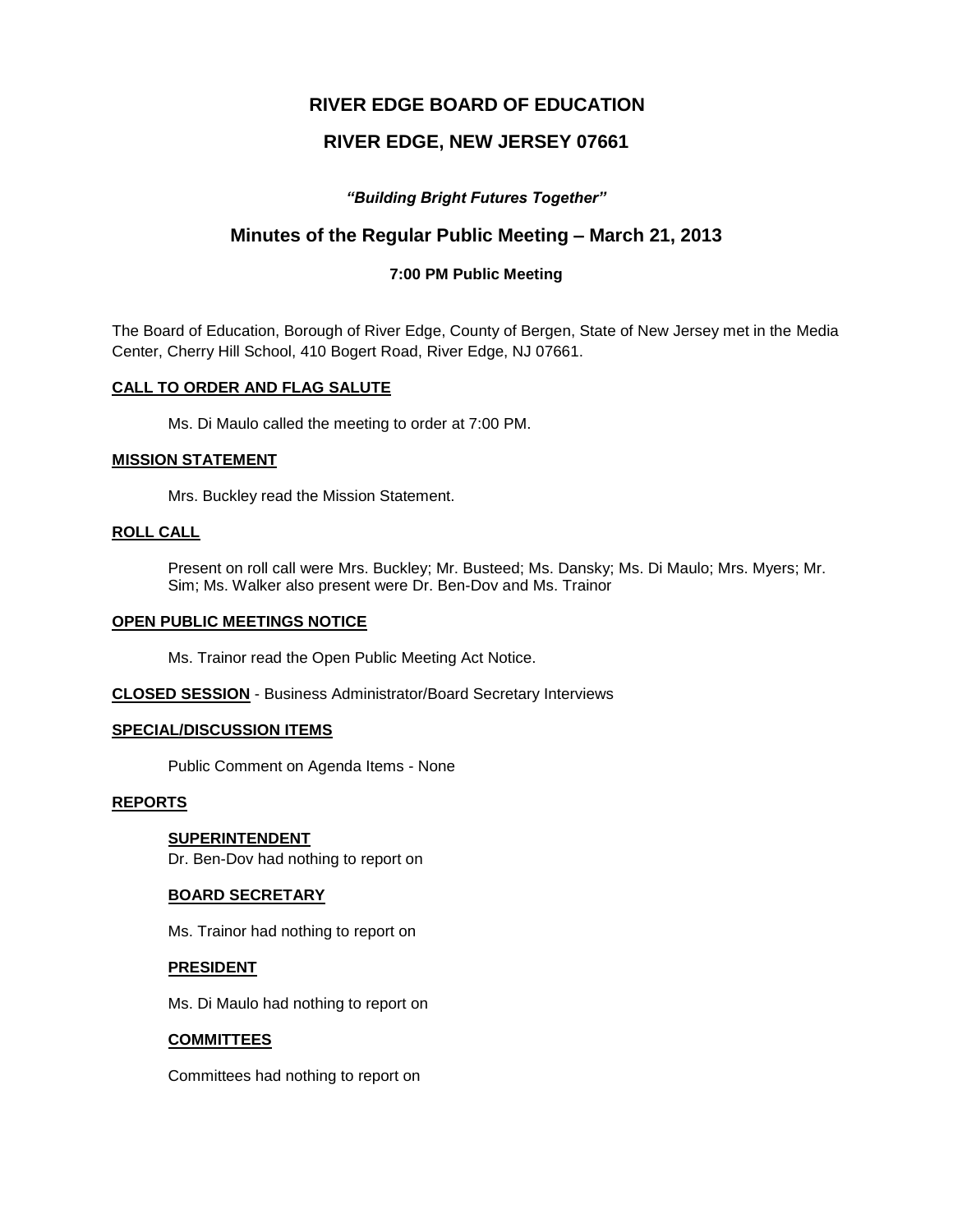# RIVER EDGE BOARD OF EDUCATION

# RIVER EDGE, NEW JERSEY 07661

***"Building Bright Futures Together"***

## Minutes of the Regular Public Meeting – March 21, 2013

**7:00 PM Public Meeting**

The Board of Education, Borough of River Edge, County of Bergen, State of New Jersey met in the Media Center, Cherry Hill School, 410 Bogert Road, River Edge, NJ 07661.

**CALL TO ORDER AND FLAG SALUTE**

Ms. Di Maulo called the meeting to order at 7:00 PM.

**MISSION STATEMENT**

Mrs. Buckley read the Mission Statement.

**ROLL CALL**

Present on roll call were Mrs. Buckley; Mr. Busteed; Ms. Dansky; Ms. Di Maulo; Mrs. Myers; Mr. Sim; Ms. Walker also present were Dr. Ben-Dov and Ms. Trainor

**OPEN PUBLIC MEETINGS NOTICE**

Ms. Trainor read the Open Public Meeting Act Notice.

**CLOSED SESSION** - Business Administrator/Board Secretary Interviews

**SPECIAL/DISCUSSION ITEMS**

Public Comment on Agenda Items - None

**REPORTS**

**SUPERINTENDENT**

Dr. Ben-Dov had nothing to report on

**BOARD SECRETARY**

Ms. Trainor had nothing to report on

**PRESIDENT**

Ms. Di Maulo had nothing to report on

**COMMITTEES**

Committees had nothing to report on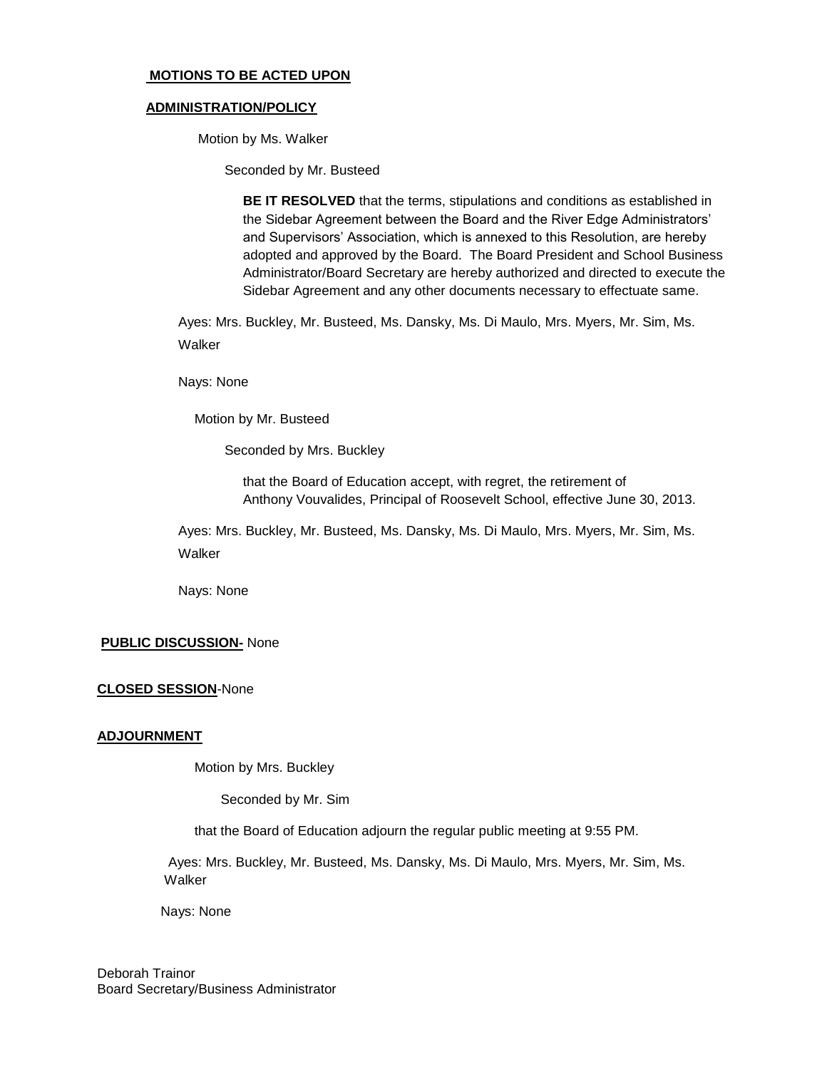**MOTIONS TO BE ACTED UPON**

**ADMINISTRATION/POLICY**

Motion by Ms. Walker

Seconded by Mr. Busteed

**BE IT RESOLVED** that the terms, stipulations and conditions as established in the Sidebar Agreement between the Board and the River Edge Administrators' and Supervisors' Association, which is annexed to this Resolution, are hereby adopted and approved by the Board. The Board President and School Business Administrator/Board Secretary are hereby authorized and directed to execute the Sidebar Agreement and any other documents necessary to effectuate same.

Ayes: Mrs. Buckley, Mr. Busteed, Ms. Dansky, Ms. Di Maulo, Mrs. Myers, Mr. Sim, Ms. Walker

Nays: None

Motion by Mr. Busteed

Seconded by Mrs. Buckley

that the Board of Education accept, with regret, the retirement of Anthony Vouvalides, Principal of Roosevelt School, effective June 30, 2013.

Ayes: Mrs. Buckley, Mr. Busteed, Ms. Dansky, Ms. Di Maulo, Mrs. Myers, Mr. Sim, Ms. Walker

Nays: None

**PUBLIC DISCUSSION-** None

**CLOSED SESSION**-None

**ADJOURNMENT**

Motion by Mrs. Buckley

Seconded by Mr. Sim

that the Board of Education adjourn the regular public meeting at 9:55 PM.

Ayes: Mrs. Buckley, Mr. Busteed, Ms. Dansky, Ms. Di Maulo, Mrs. Myers, Mr. Sim, Ms. Walker

Nays: None

Deborah Trainor
Board Secretary/Business Administrator